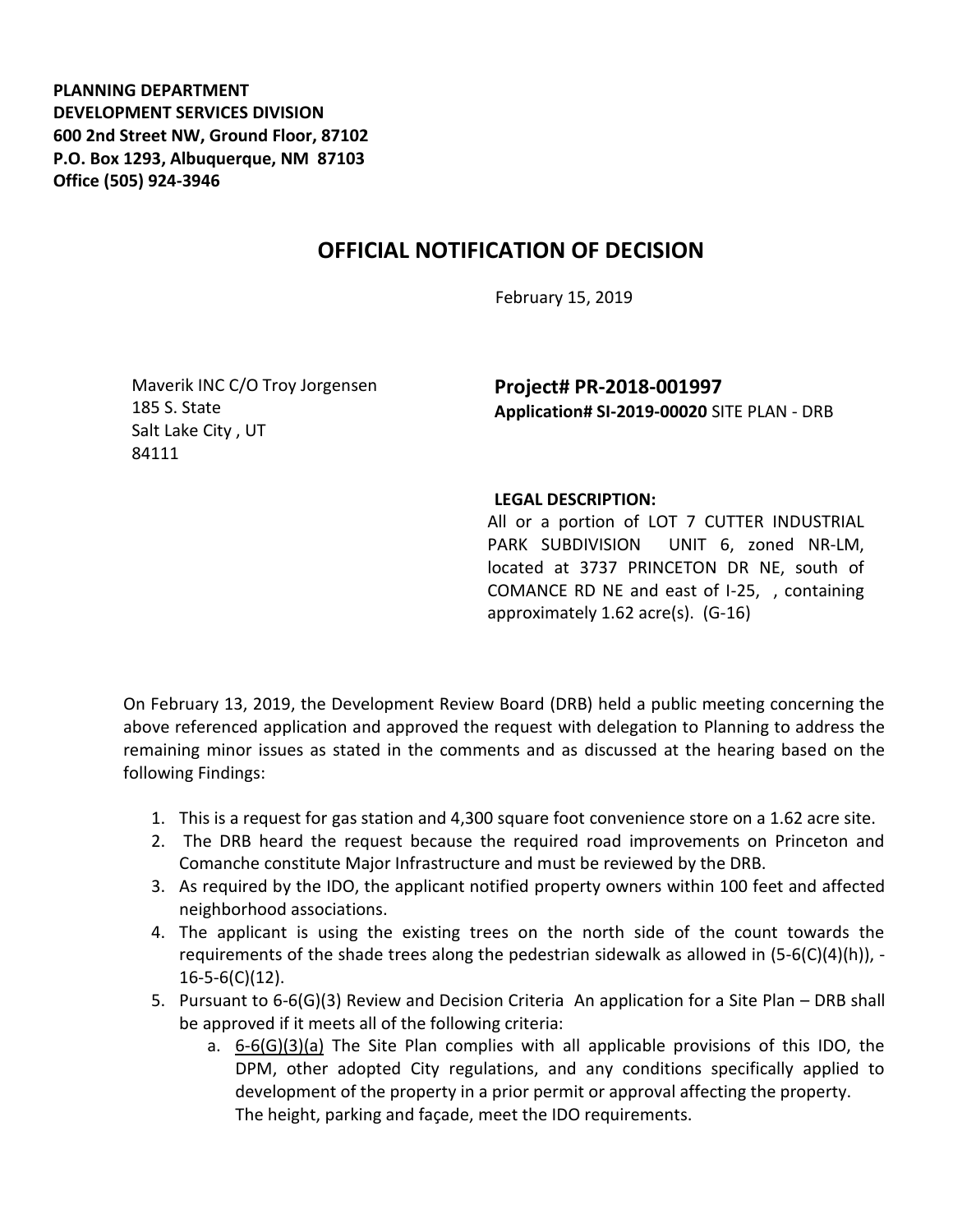**PLANNING DEPARTMENT**
**DEVELOPMENT SERVICES DIVISION**
**600 2nd Street NW, Ground Floor, 87102**
**P.O. Box 1293, Albuquerque, NM 87103**
**Office (505) 924-3946**

# OFFICIAL NOTIFICATION OF DECISION

February 15, 2019

Maverik INC C/O Troy Jorgensen
185 S. State
Salt Lake City , UT
84111

**Project# PR-2018-001997**
**Application# SI-2019-00020** SITE PLAN - DRB

**LEGAL DESCRIPTION:**
All or a portion of LOT 7 CUTTER INDUSTRIAL PARK SUBDIVISION UNIT 6, zoned NR-LM, located at 3737 PRINCETON DR NE, south of COMANCE RD NE and east of I-25, , containing approximately 1.62 acre(s). (G-16)

On February 13, 2019, the Development Review Board (DRB) held a public meeting concerning the above referenced application and approved the request with delegation to Planning to address the remaining minor issues as stated in the comments and as discussed at the hearing based on the following Findings:

1. This is a request for gas station and 4,300 square foot convenience store on a 1.62 acre site.
2. The DRB heard the request because the required road improvements on Princeton and Comanche constitute Major Infrastructure and must be reviewed by the DRB.
3. As required by the IDO, the applicant notified property owners within 100 feet and affected neighborhood associations.
4. The applicant is using the existing trees on the north side of the count towards the requirements of the shade trees along the pedestrian sidewalk as allowed in (5-6(C)(4)(h)), -16-5-6(C)(12).
5. Pursuant to 6-6(G)(3) Review and Decision Criteria An application for a Site Plan – DRB shall be approved if it meets all of the following criteria:
   a. 6-6(G)(3)(a) The Site Plan complies with all applicable provisions of this IDO, the DPM, other adopted City regulations, and any conditions specifically applied to development of the property in a prior permit or approval affecting the property.
      The height, parking and façade, meet the IDO requirements.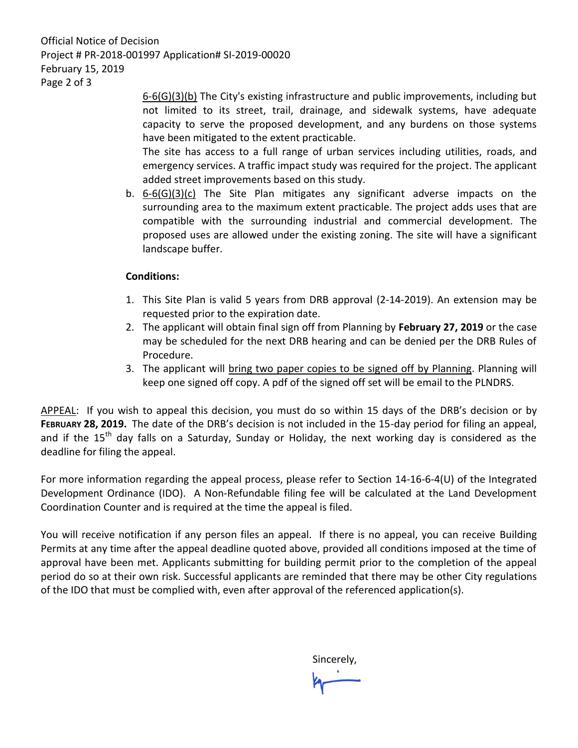6-6(G)(3)(b) The City's existing infrastructure and public improvements, including but not limited to its street, trail, drainage, and sidewalk systems, have adequate capacity to serve the proposed development, and any burdens on those systems have been mitigated to the extent practicable.

The site has access to a full range of urban services including utilities, roads, and emergency services. A traffic impact study was required for the project. The applicant added street improvements based on this study.

b. 6-6(G)(3)(c) The Site Plan mitigates any significant adverse impacts on the surrounding area to the maximum extent practicable. The project adds uses that are compatible with the surrounding industrial and commercial development. The proposed uses are allowed under the existing zoning. The site will have a significant landscape buffer.

**Conditions:**

1. This Site Plan is valid 5 years from DRB approval (2-14-2019). An extension may be requested prior to the expiration date.
2. The applicant will obtain final sign off from Planning by **February 27, 2019** or the case may be scheduled for the next DRB hearing and can be denied per the DRB Rules of Procedure.
3. The applicant will bring two paper copies to be signed off by Planning. Planning will keep one signed off copy. A pdf of the signed off set will be email to the PLNDRS.

APPEAL: If you wish to appeal this decision, you must do so within 15 days of the DRB's decision or by **FEBRUARY 28, 2019.** The date of the DRB's decision is not included in the 15-day period for filing an appeal, and if the 15th day falls on a Saturday, Sunday or Holiday, the next working day is considered as the deadline for filing the appeal.

For more information regarding the appeal process, please refer to Section 14-16-6-4(U) of the Integrated Development Ordinance (IDO). A Non-Refundable filing fee will be calculated at the Land Development Coordination Counter and is required at the time the appeal is filed.

You will receive notification if any person files an appeal. If there is no appeal, you can receive Building Permits at any time after the appeal deadline quoted above, provided all conditions imposed at the time of approval have been met. Applicants submitting for building permit prior to the completion of the appeal period do so at their own risk. Successful applicants are reminded that there may be other City regulations of the IDO that must be complied with, even after approval of the referenced application(s).

Sincerely,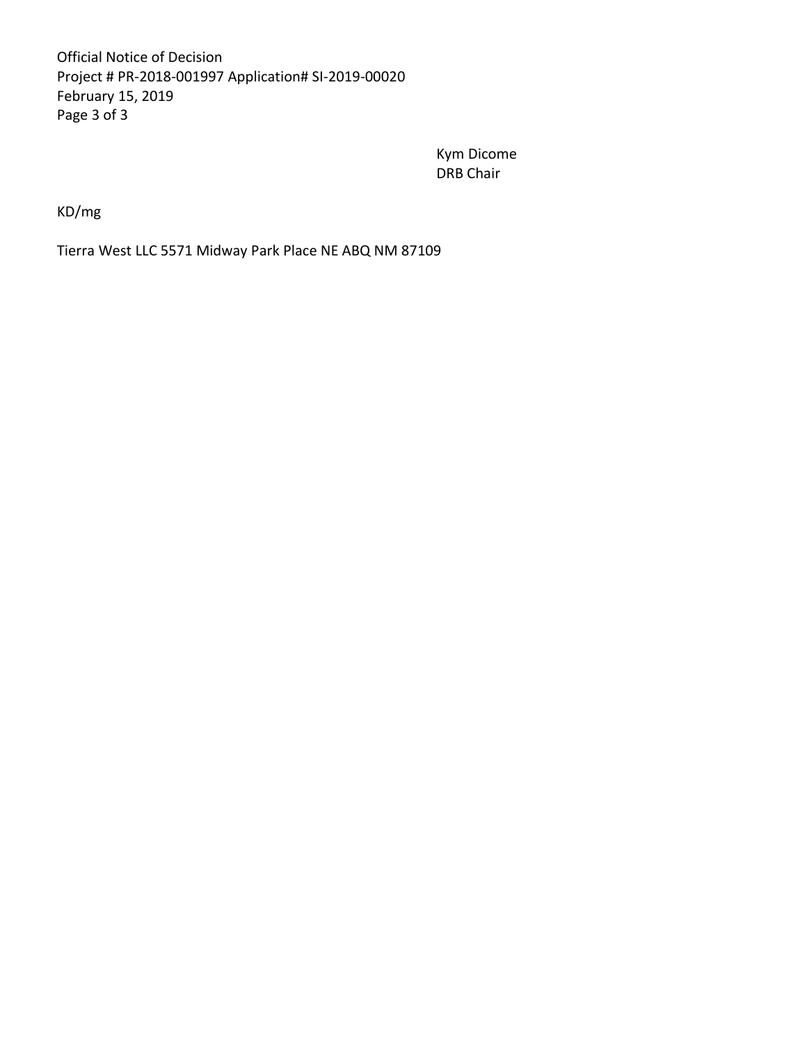Kym Dicome
DRB Chair

KD/mg

Tierra West LLC 5571 Midway Park Place NE ABQ NM 87109